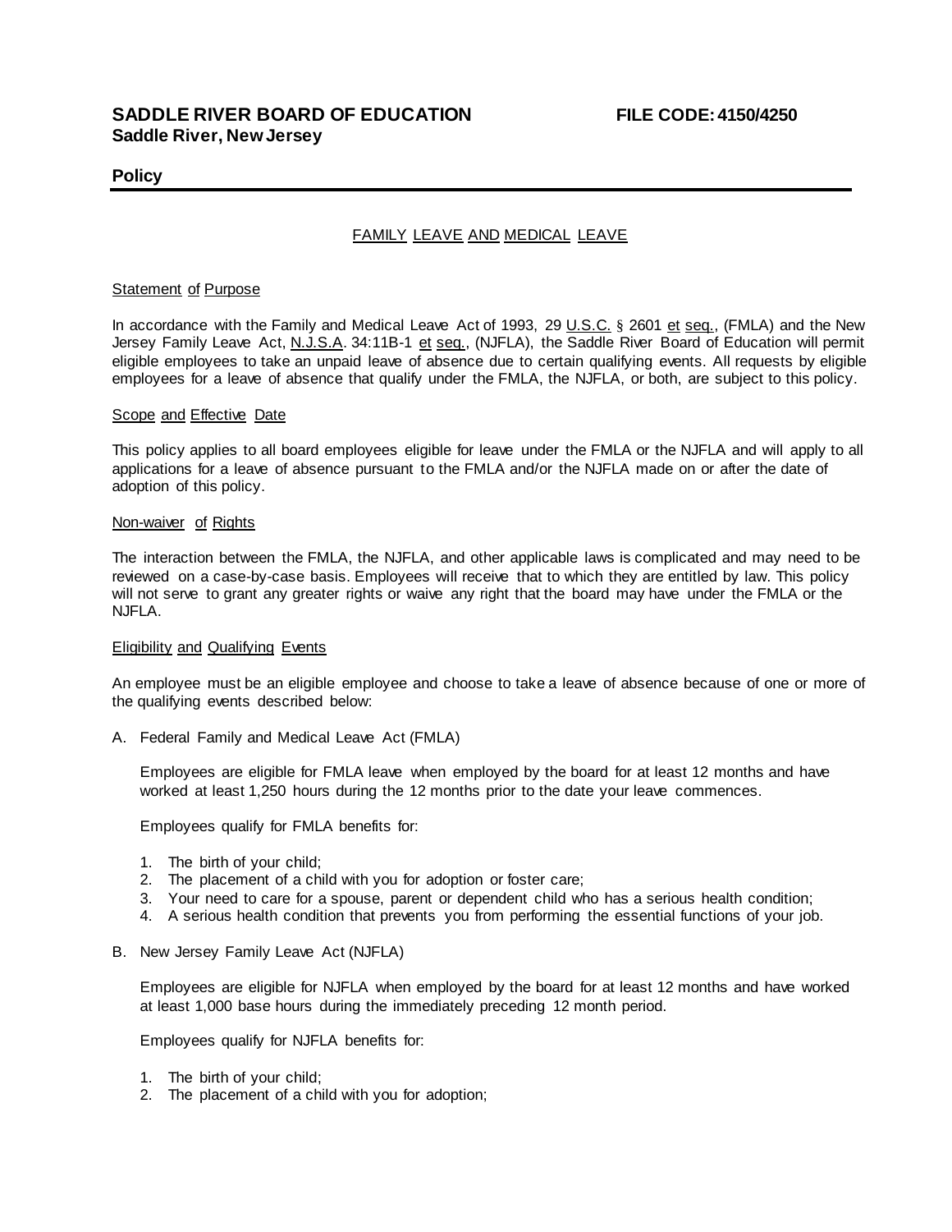**SADDLE RIVER BOARD OF EDUCATION** **FILE CODE: 4150/4250**
**Saddle River, New Jersey**

**Policy**

# FAMILY LEAVE AND MEDICAL LEAVE

## Statement of Purpose

In accordance with the Family and Medical Leave Act of 1993, 29 U.S.C. § 2601 et seq., (FMLA) and the New Jersey Family Leave Act, N.J.S.A. 34:11B-1 et seq., (NJFLA), the Saddle River Board of Education will permit eligible employees to take an unpaid leave of absence due to certain qualifying events. All requests by eligible employees for a leave of absence that qualify under the FMLA, the NJFLA, or both, are subject to this policy.

## Scope and Effective Date

This policy applies to all board employees eligible for leave under the FMLA or the NJFLA and will apply to all applications for a leave of absence pursuant to the FMLA and/or the NJFLA made on or after the date of adoption of this policy.

## Non-waiver of Rights

The interaction between the FMLA, the NJFLA, and other applicable laws is complicated and may need to be reviewed on a case-by-case basis. Employees will receive that to which they are entitled by law. This policy will not serve to grant any greater rights or waive any right that the board may have under the FMLA or the NJFLA.

## Eligibility and Qualifying Events

An employee must be an eligible employee and choose to take a leave of absence because of one or more of the qualifying events described below:

A. Federal Family and Medical Leave Act (FMLA)

Employees are eligible for FMLA leave when employed by the board for at least 12 months and have worked at least 1,250 hours during the 12 months prior to the date your leave commences.

Employees qualify for FMLA benefits for:

1. The birth of your child;
2. The placement of a child with you for adoption or foster care;
3. Your need to care for a spouse, parent or dependent child who has a serious health condition;
4. A serious health condition that prevents you from performing the essential functions of your job.

B. New Jersey Family Leave Act (NJFLA)

Employees are eligible for NJFLA when employed by the board for at least 12 months and have worked at least 1,000 base hours during the immediately preceding 12 month period.

Employees qualify for NJFLA benefits for:

1. The birth of your child;
2. The placement of a child with you for adoption;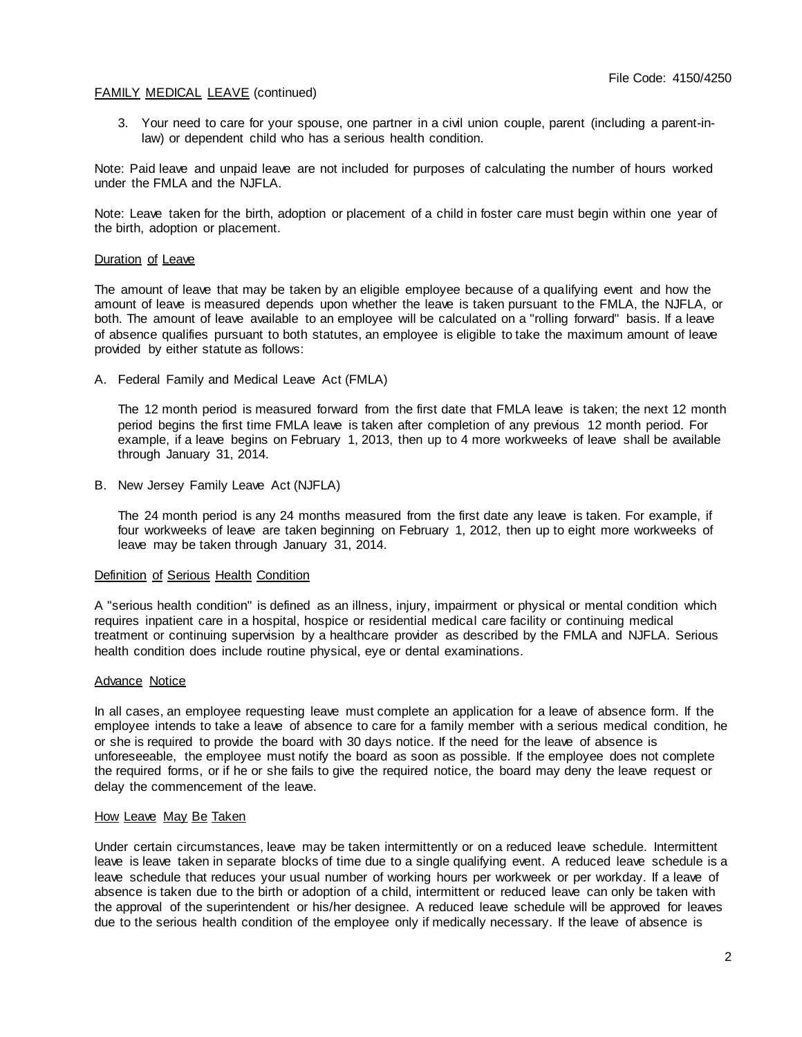## FAMILY MEDICAL LEAVE (continued)

3. Your need to care for your spouse, one partner in a civil union couple, parent (including a parent-in-law) or dependent child who has a serious health condition.

Note: Paid leave and unpaid leave are not included for purposes of calculating the number of hours worked under the FMLA and the NJFLA.

Note: Leave taken for the birth, adoption or placement of a child in foster care must begin within one year of the birth, adoption or placement.

### Duration of Leave

The amount of leave that may be taken by an eligible employee because of a qualifying event and how the amount of leave is measured depends upon whether the leave is taken pursuant to the FMLA, the NJFLA, or both. The amount of leave available to an employee will be calculated on a "rolling forward" basis. If a leave of absence qualifies pursuant to both statutes, an employee is eligible to take the maximum amount of leave provided by either statute as follows:

A. Federal Family and Medical Leave Act (FMLA)

   The 12 month period is measured forward from the first date that FMLA leave is taken; the next 12 month period begins the first time FMLA leave is taken after completion of any previous 12 month period. For example, if a leave begins on February 1, 2013, then up to 4 more workweeks of leave shall be available through January 31, 2014.

B. New Jersey Family Leave Act (NJFLA)

   The 24 month period is any 24 months measured from the first date any leave is taken. For example, if four workweeks of leave are taken beginning on February 1, 2012, then up to eight more workweeks of leave may be taken through January 31, 2014.

### Definition of Serious Health Condition

A "serious health condition" is defined as an illness, injury, impairment or physical or mental condition which requires inpatient care in a hospital, hospice or residential medical care facility or continuing medical treatment or continuing supervision by a healthcare provider as described by the FMLA and NJFLA. Serious health condition does include routine physical, eye or dental examinations.

### Advance Notice

In all cases, an employee requesting leave must complete an application for a leave of absence form. If the employee intends to take a leave of absence to care for a family member with a serious medical condition, he or she is required to provide the board with 30 days notice. If the need for the leave of absence is unforeseeable, the employee must notify the board as soon as possible. If the employee does not complete the required forms, or if he or she fails to give the required notice, the board may deny the leave request or delay the commencement of the leave.

### How Leave May Be Taken

Under certain circumstances, leave may be taken intermittently or on a reduced leave schedule. Intermittent leave is leave taken in separate blocks of time due to a single qualifying event. A reduced leave schedule is a leave schedule that reduces your usual number of working hours per workweek or per workday. If a leave of absence is taken due to the birth or adoption of a child, intermittent or reduced leave can only be taken with the approval of the superintendent or his/her designee. A reduced leave schedule will be approved for leaves due to the serious health condition of the employee only if medically necessary. If the leave of absence is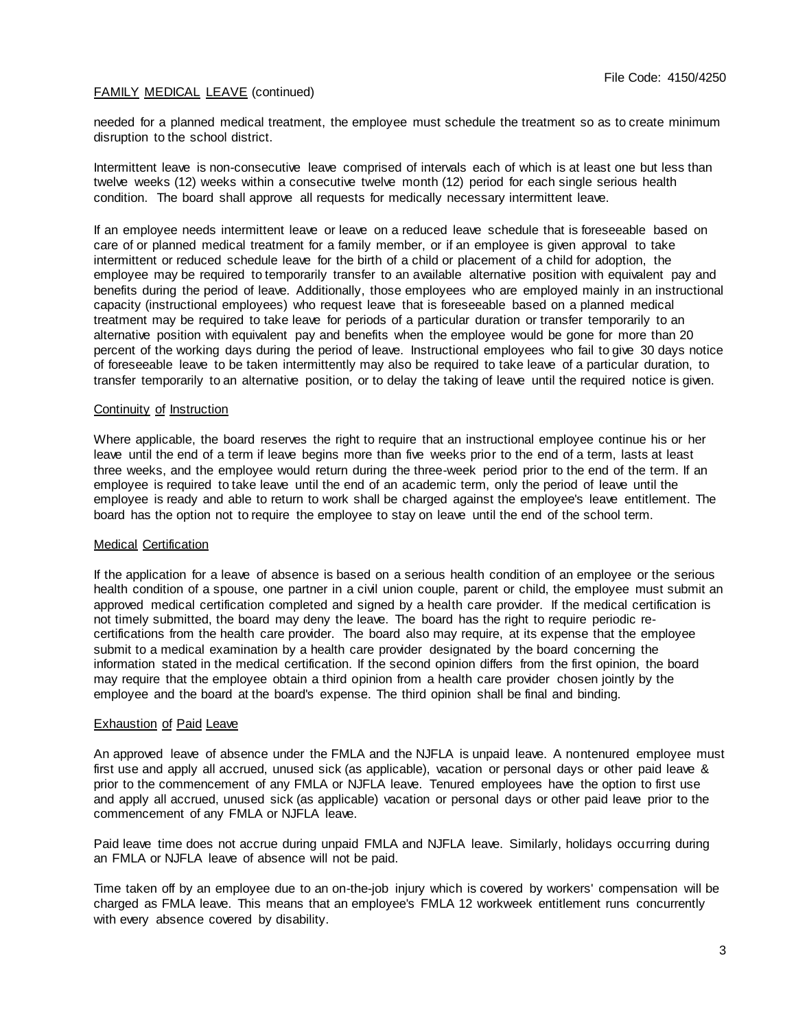FAMILY MEDICAL LEAVE (continued)

needed for a planned medical treatment, the employee must schedule the treatment so as to create minimum disruption to the school district.

Intermittent leave is non-consecutive leave comprised of intervals each of which is at least one but less than twelve weeks (12) weeks within a consecutive twelve month (12) period for each single serious health condition. The board shall approve all requests for medically necessary intermittent leave.

If an employee needs intermittent leave or leave on a reduced leave schedule that is foreseeable based on care of or planned medical treatment for a family member, or if an employee is given approval to take intermittent or reduced schedule leave for the birth of a child or placement of a child for adoption, the employee may be required to temporarily transfer to an available alternative position with equivalent pay and benefits during the period of leave. Additionally, those employees who are employed mainly in an instructional capacity (instructional employees) who request leave that is foreseeable based on a planned medical treatment may be required to take leave for periods of a particular duration or transfer temporarily to an alternative position with equivalent pay and benefits when the employee would be gone for more than 20 percent of the working days during the period of leave. Instructional employees who fail to give 30 days notice of foreseeable leave to be taken intermittently may also be required to take leave of a particular duration, to transfer temporarily to an alternative position, or to delay the taking of leave until the required notice is given.

Continuity of Instruction

Where applicable, the board reserves the right to require that an instructional employee continue his or her leave until the end of a term if leave begins more than five weeks prior to the end of a term, lasts at least three weeks, and the employee would return during the three-week period prior to the end of the term. If an employee is required to take leave until the end of an academic term, only the period of leave until the employee is ready and able to return to work shall be charged against the employee's leave entitlement. The board has the option not to require the employee to stay on leave until the end of the school term.

Medical Certification

If the application for a leave of absence is based on a serious health condition of an employee or the serious health condition of a spouse, one partner in a civil union couple, parent or child, the employee must submit an approved medical certification completed and signed by a health care provider. If the medical certification is not timely submitted, the board may deny the leave. The board has the right to require periodic re-certifications from the health care provider. The board also may require, at its expense that the employee submit to a medical examination by a health care provider designated by the board concerning the information stated in the medical certification. If the second opinion differs from the first opinion, the board may require that the employee obtain a third opinion from a health care provider chosen jointly by the employee and the board at the board's expense. The third opinion shall be final and binding.

Exhaustion of Paid Leave

An approved leave of absence under the FMLA and the NJFLA is unpaid leave. A nontenured employee must first use and apply all accrued, unused sick (as applicable), vacation or personal days or other paid leave & prior to the commencement of any FMLA or NJFLA leave. Tenured employees have the option to first use and apply all accrued, unused sick (as applicable) vacation or personal days or other paid leave prior to the commencement of any FMLA or NJFLA leave.

Paid leave time does not accrue during unpaid FMLA and NJFLA leave. Similarly, holidays occurring during an FMLA or NJFLA leave of absence will not be paid.

Time taken off by an employee due to an on-the-job injury which is covered by workers' compensation will be charged as FMLA leave. This means that an employee's FMLA 12 workweek entitlement runs concurrently with every absence covered by disability.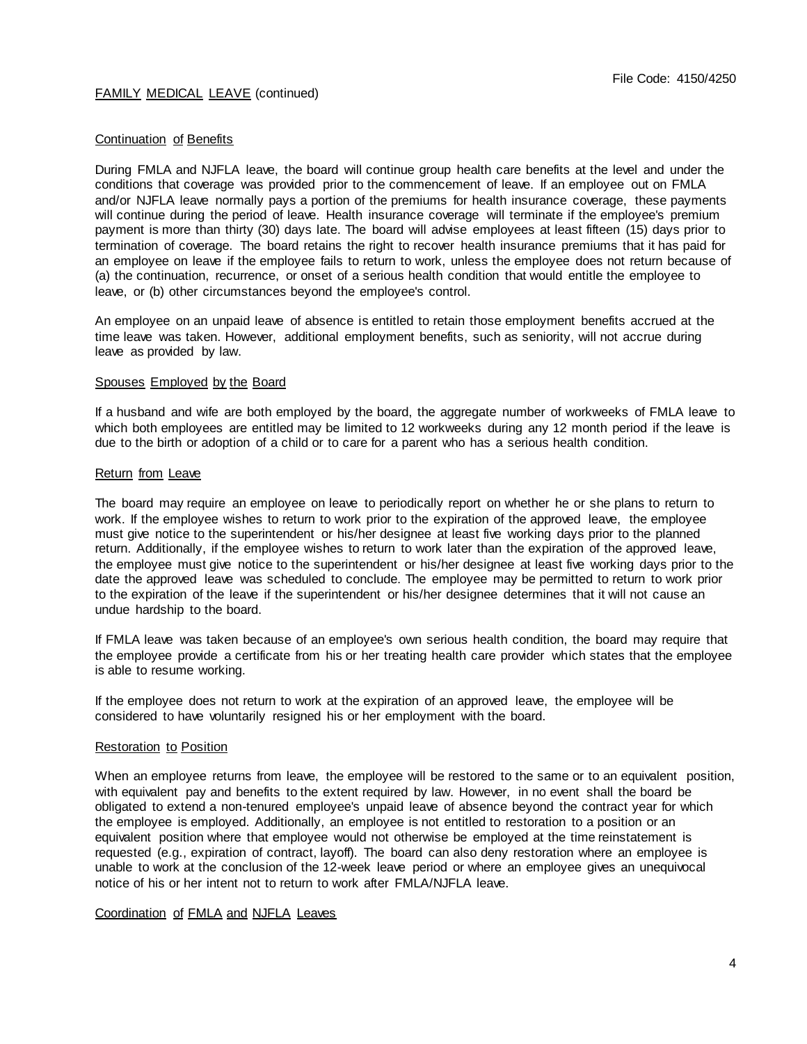FAMILY MEDICAL LEAVE (continued)

### Continuation of Benefits

During FMLA and NJFLA leave, the board will continue group health care benefits at the level and under the conditions that coverage was provided prior to the commencement of leave. If an employee out on FMLA and/or NJFLA leave normally pays a portion of the premiums for health insurance coverage, these payments will continue during the period of leave. Health insurance coverage will terminate if the employee's premium payment is more than thirty (30) days late. The board will advise employees at least fifteen (15) days prior to termination of coverage. The board retains the right to recover health insurance premiums that it has paid for an employee on leave if the employee fails to return to work, unless the employee does not return because of (a) the continuation, recurrence, or onset of a serious health condition that would entitle the employee to leave, or (b) other circumstances beyond the employee's control.

An employee on an unpaid leave of absence is entitled to retain those employment benefits accrued at the time leave was taken. However, additional employment benefits, such as seniority, will not accrue during leave as provided by law.

### Spouses Employed by the Board

If a husband and wife are both employed by the board, the aggregate number of workweeks of FMLA leave to which both employees are entitled may be limited to 12 workweeks during any 12 month period if the leave is due to the birth or adoption of a child or to care for a parent who has a serious health condition.

### Return from Leave

The board may require an employee on leave to periodically report on whether he or she plans to return to work. If the employee wishes to return to work prior to the expiration of the approved leave, the employee must give notice to the superintendent or his/her designee at least five working days prior to the planned return. Additionally, if the employee wishes to return to work later than the expiration of the approved leave, the employee must give notice to the superintendent or his/her designee at least five working days prior to the date the approved leave was scheduled to conclude. The employee may be permitted to return to work prior to the expiration of the leave if the superintendent or his/her designee determines that it will not cause an undue hardship to the board.

If FMLA leave was taken because of an employee's own serious health condition, the board may require that the employee provide a certificate from his or her treating health care provider which states that the employee is able to resume working.

If the employee does not return to work at the expiration of an approved leave, the employee will be considered to have voluntarily resigned his or her employment with the board.

### Restoration to Position

When an employee returns from leave, the employee will be restored to the same or to an equivalent position, with equivalent pay and benefits to the extent required by law. However, in no event shall the board be obligated to extend a non-tenured employee's unpaid leave of absence beyond the contract year for which the employee is employed. Additionally, an employee is not entitled to restoration to a position or an equivalent position where that employee would not otherwise be employed at the time reinstatement is requested (e.g., expiration of contract, layoff). The board can also deny restoration where an employee is unable to work at the conclusion of the 12-week leave period or where an employee gives an unequivocal notice of his or her intent not to return to work after FMLA/NJFLA leave.

### Coordination of FMLA and NJFLA Leaves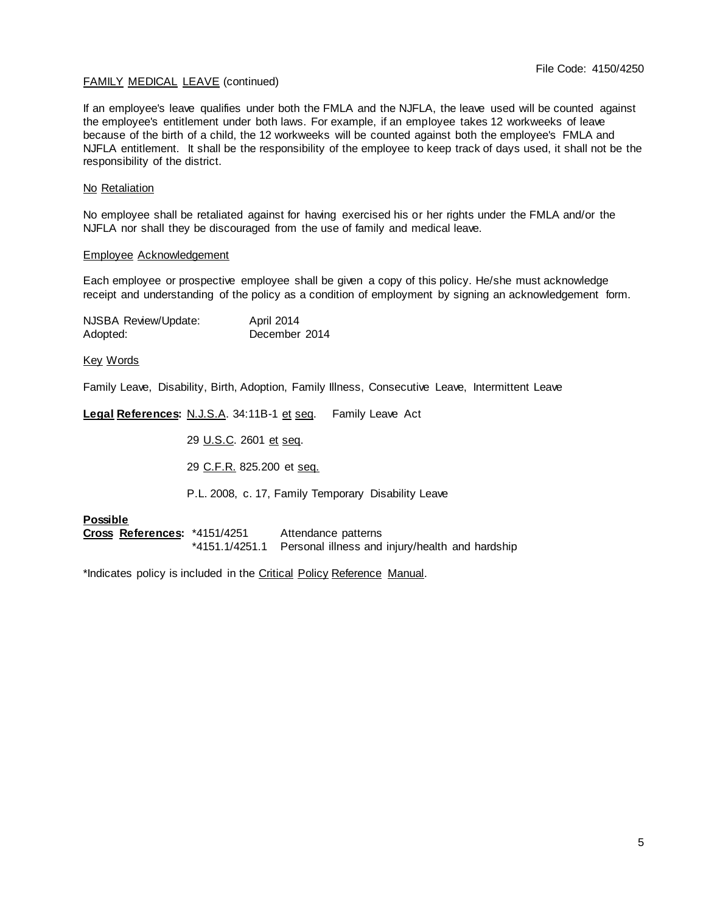File Code: 4150/4250

FAMILY MEDICAL LEAVE (continued)

If an employee's leave qualifies under both the FMLA and the NJFLA, the leave used will be counted against the employee's entitlement under both laws. For example, if an employee takes 12 workweeks of leave because of the birth of a child, the 12 workweeks will be counted against both the employee's FMLA and NJFLA entitlement. It shall be the responsibility of the employee to keep track of days used, it shall not be the responsibility of the district.

## No Retaliation

No employee shall be retaliated against for having exercised his or her rights under the FMLA and/or the NJFLA nor shall they be discouraged from the use of family and medical leave.

## Employee Acknowledgement

Each employee or prospective employee shall be given a copy of this policy. He/she must acknowledge receipt and understanding of the policy as a condition of employment by signing an acknowledgement form.

| | |
|---|---|
| NJSBA Review/Update: | April 2014 |
| Adopted: | December 2014 |

## Key Words

Family Leave, Disability, Birth, Adoption, Family Illness, Consecutive Leave, Intermittent Leave

**Legal References:** N.J.S.A. 34:11B-1 et seq. Family Leave Act

29 U.S.C. 2601 et seq.

29 C.F.R. 825.200 et seq.

P.L. 2008, c. 17, Family Temporary Disability Leave

**Possible Cross References:**

| | |
|---|---|
| *4151/4251 | Attendance patterns |
| *4151.1/4251.1 | Personal illness and injury/health and hardship |

*Indicates policy is included in the Critical Policy Reference Manual.